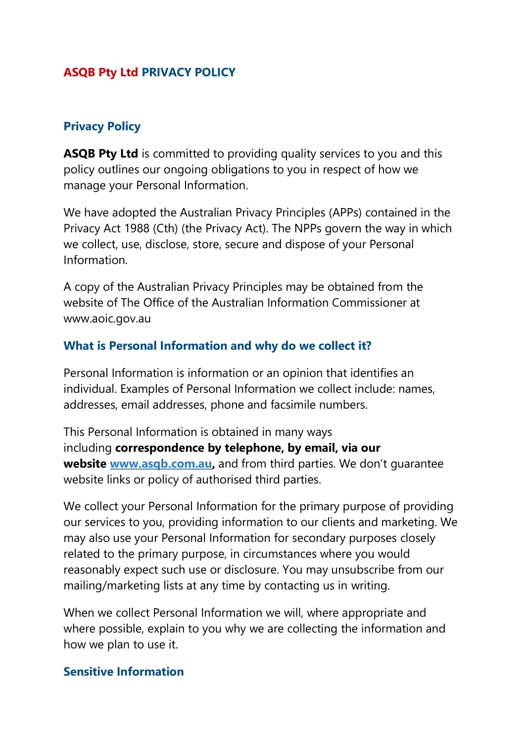# ASQB Pty Ltd PRIVACY POLICY

## Privacy Policy

**ASQB Pty Ltd** is committed to providing quality services to you and this policy outlines our ongoing obligations to you in respect of how we manage your Personal Information.

We have adopted the Australian Privacy Principles (APPs) contained in the Privacy Act 1988 (Cth) (the Privacy Act). The NPPs govern the way in which we collect, use, disclose, store, secure and dispose of your Personal Information.

A copy of the Australian Privacy Principles may be obtained from the website of The Office of the Australian Information Commissioner at www.aoic.gov.au

## What is Personal Information and why do we collect it?

Personal Information is information or an opinion that identifies an individual. Examples of Personal Information we collect include: names, addresses, email addresses, phone and facsimile numbers.

This Personal Information is obtained in many ways including **correspondence by telephone, by email, via our website [www.asqb.com.au](http://www.asqb.com.au),** and from third parties. We don't guarantee website links or policy of authorised third parties.

We collect your Personal Information for the primary purpose of providing our services to you, providing information to our clients and marketing. We may also use your Personal Information for secondary purposes closely related to the primary purpose, in circumstances where you would reasonably expect such use or disclosure. You may unsubscribe from our mailing/marketing lists at any time by contacting us in writing.

When we collect Personal Information we will, where appropriate and where possible, explain to you why we are collecting the information and how we plan to use it.

## Sensitive Information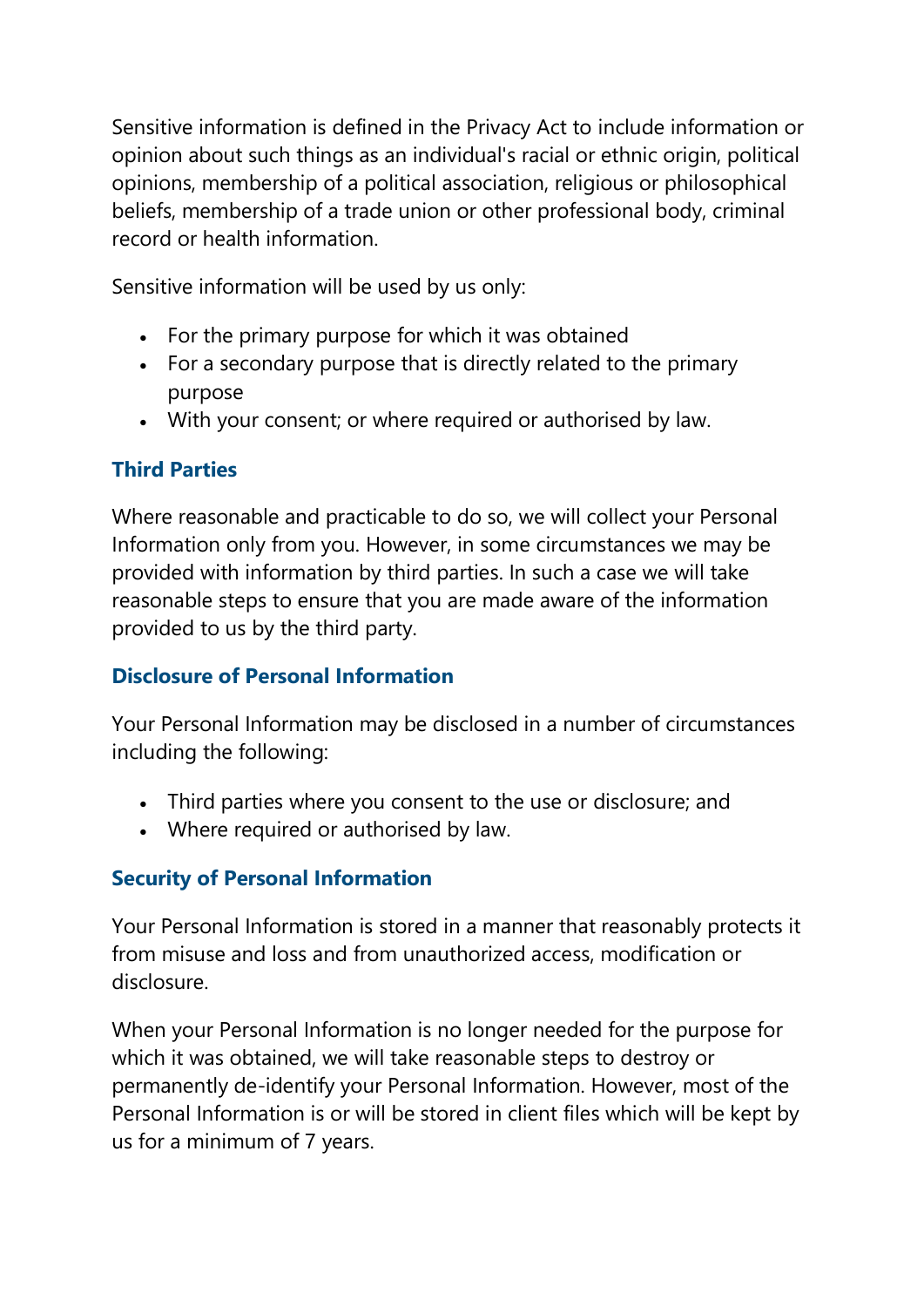Sensitive information is defined in the Privacy Act to include information or opinion about such things as an individual's racial or ethnic origin, political opinions, membership of a political association, religious or philosophical beliefs, membership of a trade union or other professional body, criminal record or health information.

Sensitive information will be used by us only:

- For the primary purpose for which it was obtained
- For a secondary purpose that is directly related to the primary purpose
- With your consent; or where required or authorised by law.

### Third Parties

Where reasonable and practicable to do so, we will collect your Personal Information only from you. However, in some circumstances we may be provided with information by third parties. In such a case we will take reasonable steps to ensure that you are made aware of the information provided to us by the third party.

### Disclosure of Personal Information

Your Personal Information may be disclosed in a number of circumstances including the following:

- Third parties where you consent to the use or disclosure; and
- Where required or authorised by law.

### Security of Personal Information

Your Personal Information is stored in a manner that reasonably protects it from misuse and loss and from unauthorized access, modification or disclosure.

When your Personal Information is no longer needed for the purpose for which it was obtained, we will take reasonable steps to destroy or permanently de-identify your Personal Information. However, most of the Personal Information is or will be stored in client files which will be kept by us for a minimum of 7 years.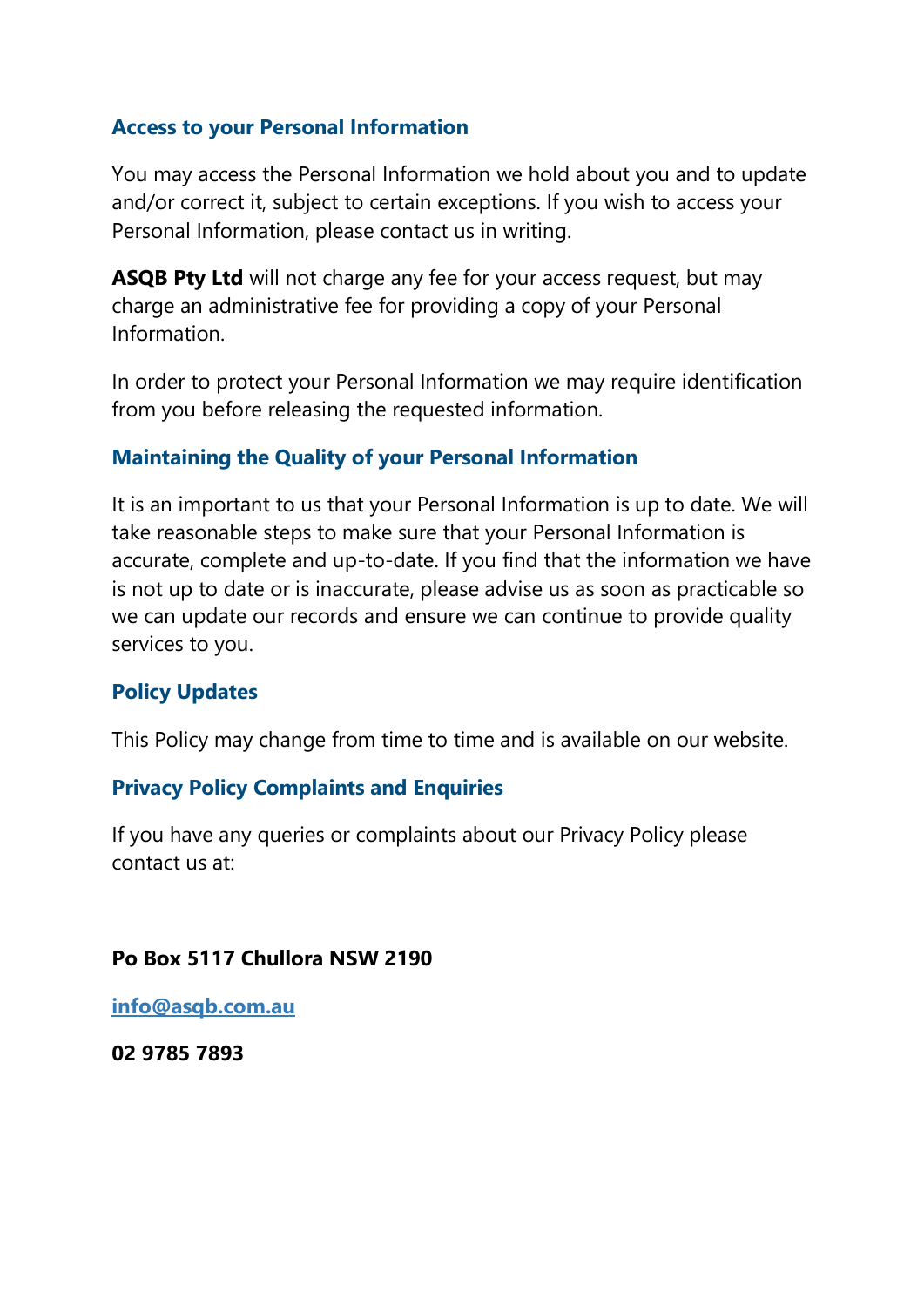## Access to your Personal Information

You may access the Personal Information we hold about you and to update and/or correct it, subject to certain exceptions. If you wish to access your Personal Information, please contact us in writing.

**ASQB Pty Ltd** will not charge any fee for your access request, but may charge an administrative fee for providing a copy of your Personal Information.

In order to protect your Personal Information we may require identification from you before releasing the requested information.

## Maintaining the Quality of your Personal Information

It is an important to us that your Personal Information is up to date. We will take reasonable steps to make sure that your Personal Information is accurate, complete and up-to-date. If you find that the information we have is not up to date or is inaccurate, please advise us as soon as practicable so we can update our records and ensure we can continue to provide quality services to you.

## Policy Updates

This Policy may change from time to time and is available on our website.

## Privacy Policy Complaints and Enquiries

If you have any queries or complaints about our Privacy Policy please contact us at:

**Po Box 5117 Chullora NSW 2190**

**info@asqb.com.au**

**02 9785 7893**